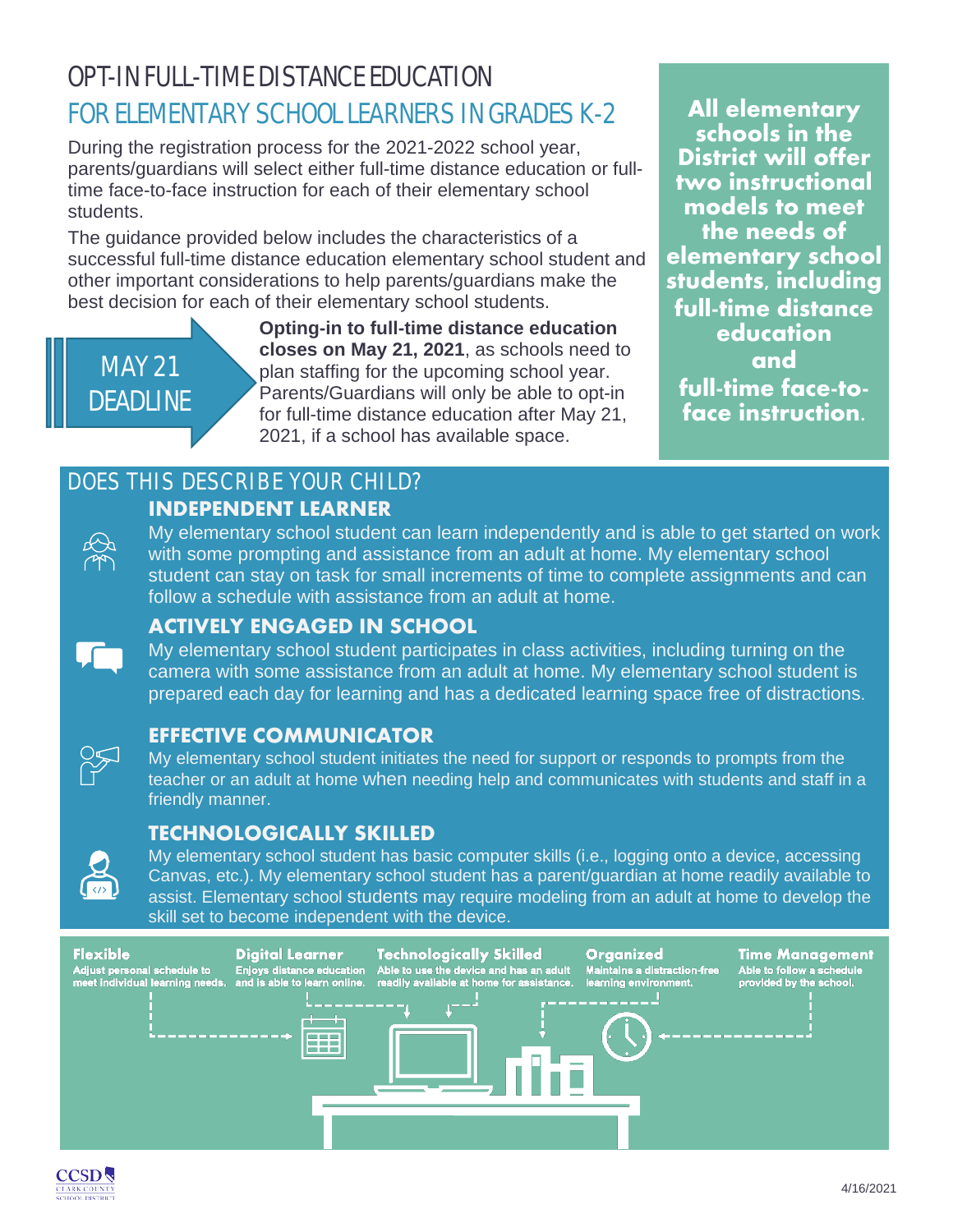# OPT-IN FULL-TIME DISTANCE EDUCATION

## FOR ELEMENTARY SCHOOL LEARNERS IN GRADES K-2

During the registration process for the 2021-2022 school year, parents/guardians will select either full-time distance education or full-time face-to-face instruction for each of their elementary school students.

The guidance provided below includes the characteristics of a successful full-time distance education elementary school student and other important considerations to help parents/guardians make the best decision for each of their elementary school students.

**MAY 21 DEADLINE**

**Opting-in to full-time distance education closes on May 21, 2021**, as schools need to plan staffing for the upcoming school year. Parents/Guardians will only be able to opt-in for full-time distance education after May 21, 2021, if a school has available space.

**All elementary schools in the District will offer two instructional models to meet the needs of elementary school students, including full-time distance education and full-time face-to-face instruction.**

## DOES THIS DESCRIBE YOUR CHILD?

### INDEPENDENT LEARNER

My elementary school student can learn independently and is able to get started on work with some prompting and assistance from an adult at home. My elementary school student can stay on task for small increments of time to complete assignments and can follow a schedule with assistance from an adult at home.

### ACTIVELY ENGAGED IN SCHOOL

My elementary school student participates in class activities, including turning on the camera with some assistance from an adult at home. My elementary school student is prepared each day for learning and has a dedicated learning space free of distractions.

### EFFECTIVE COMMUNICATOR

My elementary school student initiates the need for support or responds to prompts from the teacher or an adult at home when needing help and communicates with students and staff in a friendly manner.

### TECHNOLOGICALLY SKILLED

My elementary school student has basic computer skills (i.e., logging onto a device, accessing Canvas, etc.). My elementary school student has a parent/guardian at home readily available to assist. Elementary school students may require modeling from an adult at home to develop the skill set to become independent with the device.

**Flexible**
Adjust personal schedule to meet individual learning needs.

**Digital Learner**
Enjoys distance education and is able to learn online.

**Technologically Skilled**
Able to use the device and has an adult readily available at home for assistance.

**Organized**
Maintains a distraction-free learning environment.

**Time Management**
Able to follow a schedule provided by the school.

CCSD CLARK COUNTY SCHOOL DISTRICT

4/16/2021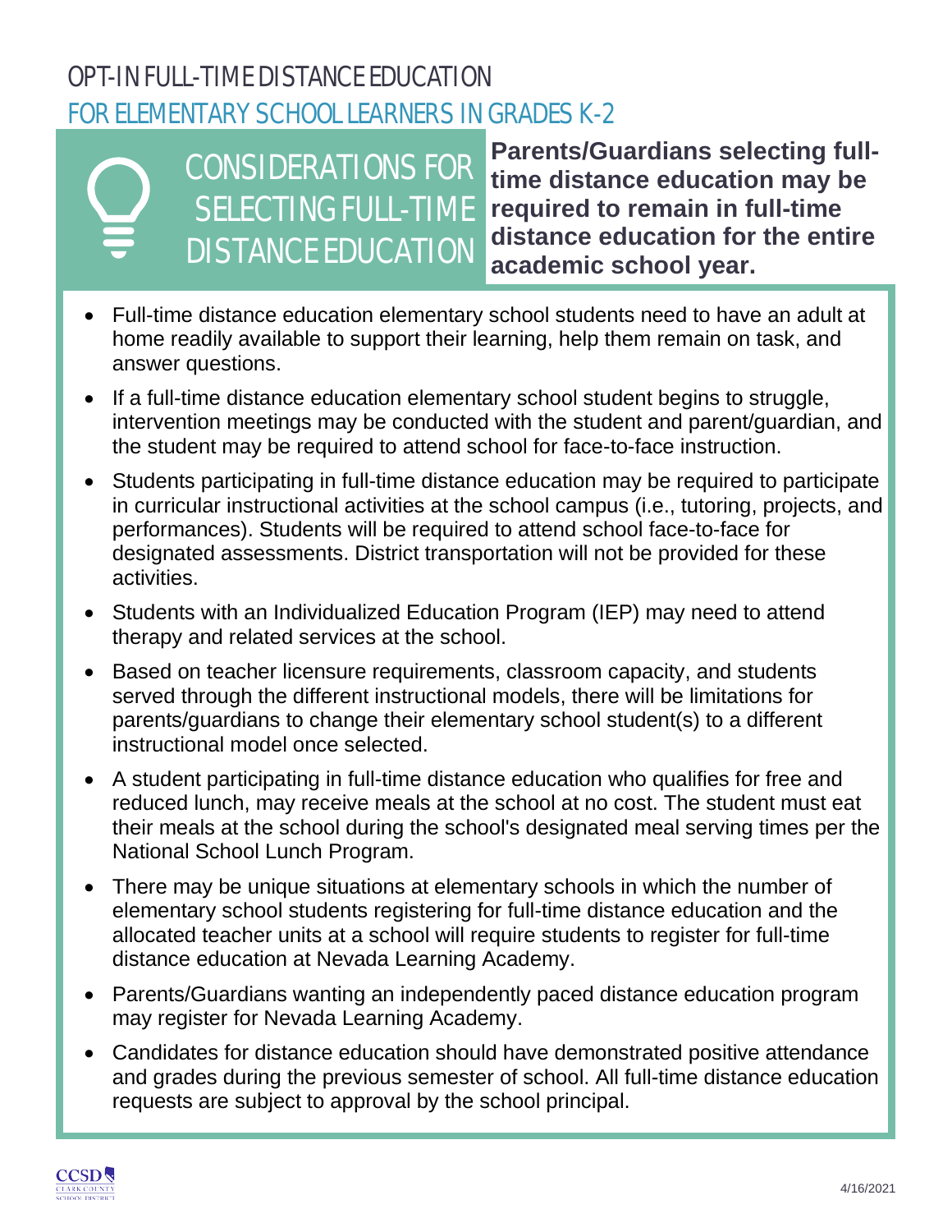# OPT-IN FULL-TIME DISTANCE EDUCATION

## FOR ELEMENTARY SCHOOL LEARNERS IN GRADES K-2

### CONSIDERATIONS FOR SELECTING FULL-TIME DISTANCE EDUCATION

**Parents/Guardians selecting full-time distance education may be required to remain in full-time distance education for the entire academic school year.**

- Full-time distance education elementary school students need to have an adult at home readily available to support their learning, help them remain on task, and answer questions.
- If a full-time distance education elementary school student begins to struggle, intervention meetings may be conducted with the student and parent/guardian, and the student may be required to attend school for face-to-face instruction.
- Students participating in full-time distance education may be required to participate in curricular instructional activities at the school campus (i.e., tutoring, projects, and performances). Students will be required to attend school face-to-face for designated assessments. District transportation will not be provided for these activities.
- Students with an Individualized Education Program (IEP) may need to attend therapy and related services at the school.
- Based on teacher licensure requirements, classroom capacity, and students served through the different instructional models, there will be limitations for parents/guardians to change their elementary school student(s) to a different instructional model once selected.
- A student participating in full-time distance education who qualifies for free and reduced lunch, may receive meals at the school at no cost. The student must eat their meals at the school during the school's designated meal serving times per the National School Lunch Program.
- There may be unique situations at elementary schools in which the number of elementary school students registering for full-time distance education and the allocated teacher units at a school will require students to register for full-time distance education at Nevada Learning Academy.
- Parents/Guardians wanting an independently paced distance education program may register for Nevada Learning Academy.
- Candidates for distance education should have demonstrated positive attendance and grades during the previous semester of school. All full-time distance education requests are subject to approval by the school principal.

4/16/2021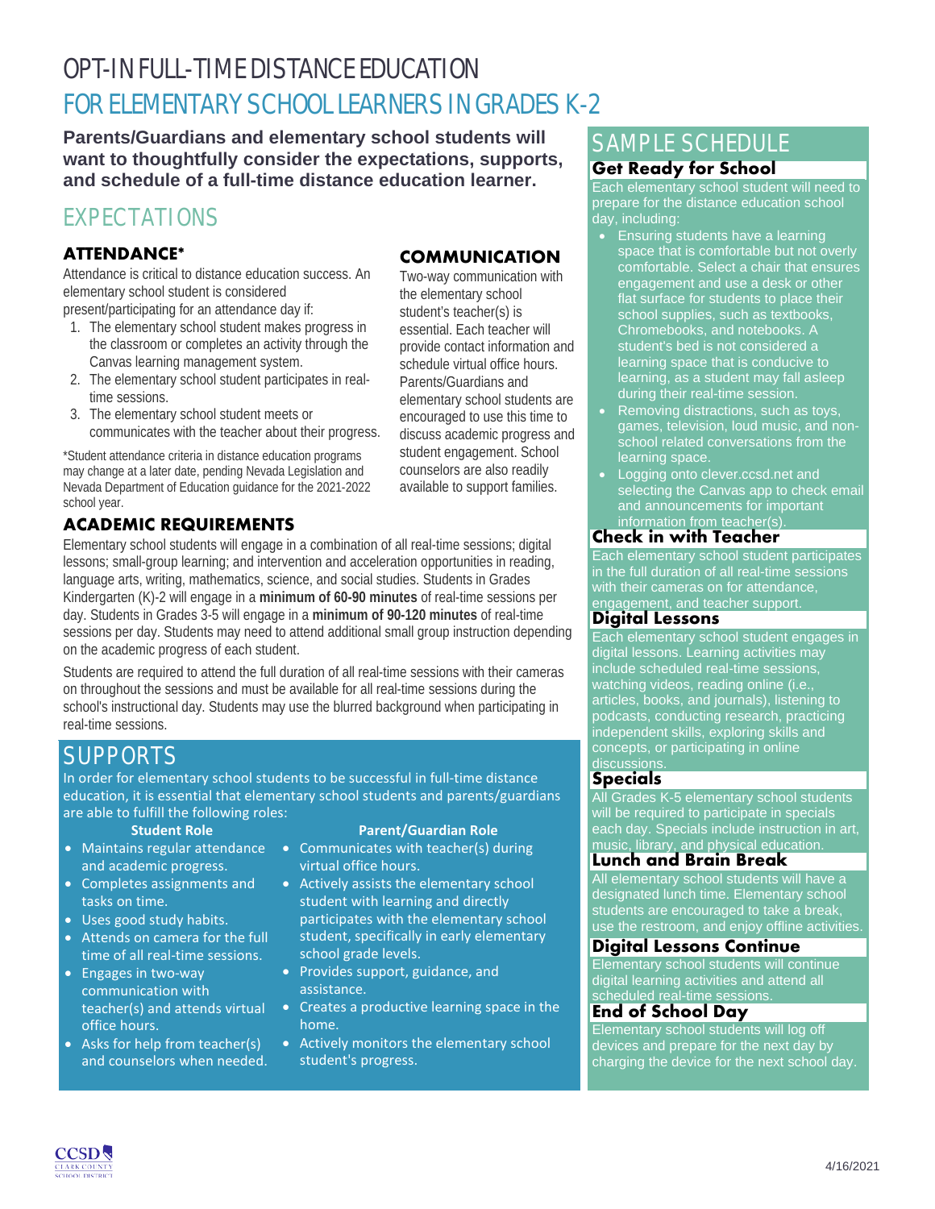# OPT-IN FULL-TIME DISTANCE EDUCATION
# FOR ELEMENTARY SCHOOL LEARNERS IN GRADES K-2

**Parents/Guardians and elementary school students will want to thoughtfully consider the expectations, supports, and schedule of a full-time distance education learner.**

## EXPECTATIONS

### ATTENDANCE*

Attendance is critical to distance education success. An elementary school student is considered present/participating for an attendance day if:

1. The elementary school student makes progress in the classroom or completes an activity through the Canvas learning management system.
2. The elementary school student participates in real-time sessions.
3. The elementary school student meets or communicates with the teacher about their progress.

*Student attendance criteria in distance education programs may change at a later date, pending Nevada Legislation and Nevada Department of Education guidance for the 2021-2022 school year.

### COMMUNICATION

Two-way communication with the elementary school student's teacher(s) is essential. Each teacher will provide contact information and schedule virtual office hours. Parents/Guardians and elementary school students are encouraged to use this time to discuss academic progress and student engagement. School counselors are also readily available to support families.

### ACADEMIC REQUIREMENTS

Elementary school students will engage in a combination of all real-time sessions; digital lessons; small-group learning; and intervention and acceleration opportunities in reading, language arts, writing, mathematics, science, and social studies. Students in Grades Kindergarten (K)-2 will engage in a **minimum of 60-90 minutes** of real-time sessions per day. Students in Grades 3-5 will engage in a **minimum of 90-120 minutes** of real-time sessions per day. Students may need to attend additional small group instruction depending on the academic progress of each student.

Students are required to attend the full duration of all real-time sessions with their cameras on throughout the sessions and must be available for all real-time sessions during the school's instructional day. Students may use the blurred background when participating in real-time sessions.

## SUPPORTS

In order for elementary school students to be successful in full-time distance education, it is essential that elementary school students and parents/guardians are able to fulfill the following roles:

**Student Role**

- Maintains regular attendance and academic progress.
- Completes assignments and tasks on time.
- Uses good study habits.
- Attends on camera for the full time of all real-time sessions.
- Engages in two-way communication with teacher(s) and attends virtual office hours.
- Asks for help from teacher(s) and counselors when needed.

**Parent/Guardian Role**

- Communicates with teacher(s) during virtual office hours.
- Actively assists the elementary school student with learning and directly participates with the elementary school student, specifically in early elementary school grade levels.
- Provides support, guidance, and assistance.
- Creates a productive learning space in the home.
- Actively monitors the elementary school student's progress.

## SAMPLE SCHEDULE

### Get Ready for School

Each elementary school student will need to prepare for the distance education school day, including:

- Ensuring students have a learning space that is comfortable but not overly comfortable. Select a chair that ensures engagement and use a desk or other flat surface for students to place their school supplies, such as textbooks, Chromebooks, and notebooks. A student's bed is not considered a learning space that is conducive to learning, as a student may fall asleep during their real-time session.
- Removing distractions, such as toys, games, television, loud music, and non-school related conversations from the learning space.
- Logging onto clever.ccsd.net and selecting the Canvas app to check email and announcements for important information from teacher(s).

### Check in with Teacher

Each elementary school student participates in the full duration of all real-time sessions with their cameras on for attendance, engagement, and teacher support.

### Digital Lessons

Each elementary school student engages in digital lessons. Learning activities may include scheduled real-time sessions, watching videos, reading online (i.e., articles, books, and journals), listening to podcasts, conducting research, practicing independent skills, exploring skills and concepts, or participating in online discussions.

### Specials

All Grades K-5 elementary school students will be required to participate in specials each day. Specials include instruction in art, music, library, and physical education.

### Lunch and Brain Break

All elementary school students will have a designated lunch time. Elementary school students are encouraged to take a break, use the restroom, and enjoy offline activities.

### Digital Lessons Continue

Elementary school students will continue digital learning activities and attend all scheduled real-time sessions.

### End of School Day

Elementary school students will log off devices and prepare for the next day by charging the device for the next school day.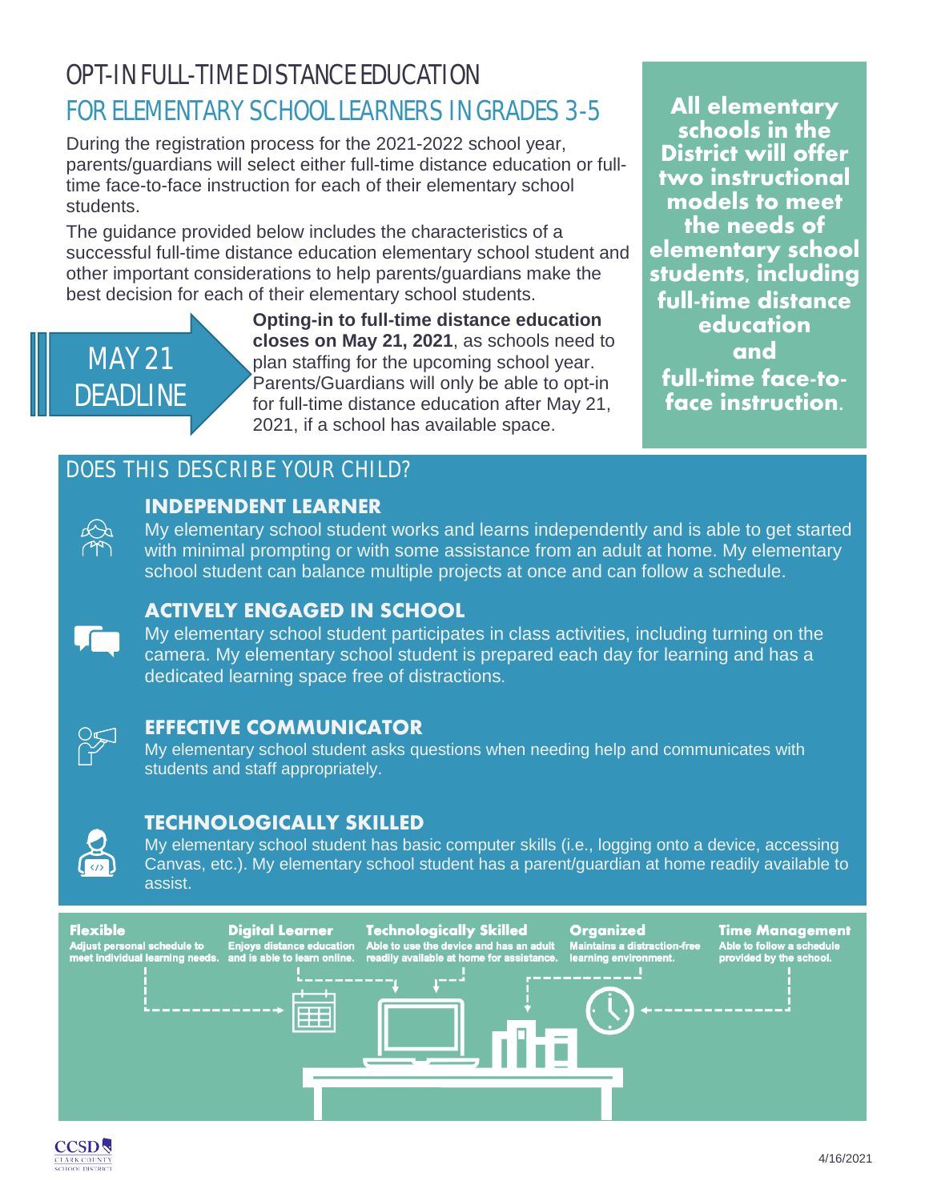# OPT-IN FULL-TIME DISTANCE EDUCATION

## FOR ELEMENTARY SCHOOL LEARNERS IN GRADES 3-5

During the registration process for the 2021-2022 school year, parents/guardians will select either full-time distance education or full-time face-to-face instruction for each of their elementary school students.

The guidance provided below includes the characteristics of a successful full-time distance education elementary school student and other important considerations to help parents/guardians make the best decision for each of their elementary school students.

**All elementary schools in the District will offer two instructional models to meet the needs of elementary school students, including full-time distance education and full-time face-to-face instruction.**

MAY 21 DEADLINE

**Opting-in to full-time distance education closes on May 21, 2021**, as schools need to plan staffing for the upcoming school year. Parents/Guardians will only be able to opt-in for full-time distance education after May 21, 2021, if a school has available space.

## DOES THIS DESCRIBE YOUR CHILD?

### INDEPENDENT LEARNER

My elementary school student works and learns independently and is able to get started with minimal prompting or with some assistance from an adult at home. My elementary school student can balance multiple projects at once and can follow a schedule.

### ACTIVELY ENGAGED IN SCHOOL

My elementary school student participates in class activities, including turning on the camera. My elementary school student is prepared each day for learning and has a dedicated learning space free of distractions.

### EFFECTIVE COMMUNICATOR

My elementary school student asks questions when needing help and communicates with students and staff appropriately.

### TECHNOLOGICALLY SKILLED

My elementary school student has basic computer skills (i.e., logging onto a device, accessing Canvas, etc.). My elementary school student has a parent/guardian at home readily available to assist.

**Flexible**
Adjust personal schedule to meet individual learning needs.

**Digital Learner**
Enjoys distance education and is able to learn online.

**Technologically Skilled**
Able to use the device and has an adult readily available at home for assistance.

**Organized**
Maintains a distraction-free learning environment.

**Time Management**
Able to follow a schedule provided by the school.

4/16/2021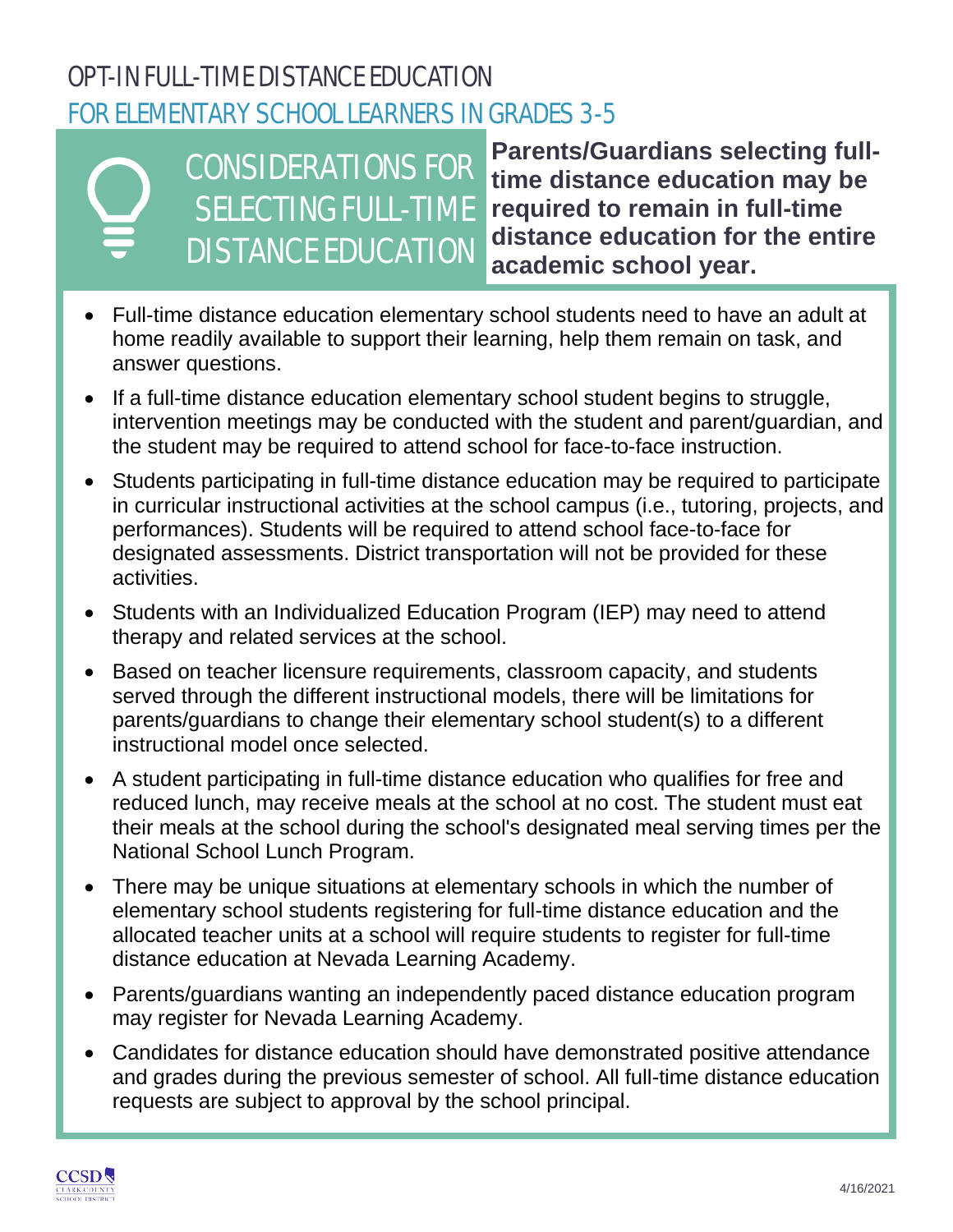# OPT-IN FULL-TIME DISTANCE EDUCATION

## FOR ELEMENTARY SCHOOL LEARNERS IN GRADES 3-5

### CONSIDERATIONS FOR SELECTING FULL-TIME DISTANCE EDUCATION

**Parents/Guardians selecting full-time distance education may be required to remain in full-time distance education for the entire academic school year.**

- Full-time distance education elementary school students need to have an adult at home readily available to support their learning, help them remain on task, and answer questions.
- If a full-time distance education elementary school student begins to struggle, intervention meetings may be conducted with the student and parent/guardian, and the student may be required to attend school for face-to-face instruction.
- Students participating in full-time distance education may be required to participate in curricular instructional activities at the school campus (i.e., tutoring, projects, and performances). Students will be required to attend school face-to-face for designated assessments. District transportation will not be provided for these activities.
- Students with an Individualized Education Program (IEP) may need to attend therapy and related services at the school.
- Based on teacher licensure requirements, classroom capacity, and students served through the different instructional models, there will be limitations for parents/guardians to change their elementary school student(s) to a different instructional model once selected.
- A student participating in full-time distance education who qualifies for free and reduced lunch, may receive meals at the school at no cost. The student must eat their meals at the school during the school's designated meal serving times per the National School Lunch Program.
- There may be unique situations at elementary schools in which the number of elementary school students registering for full-time distance education and the allocated teacher units at a school will require students to register for full-time distance education at Nevada Learning Academy.
- Parents/guardians wanting an independently paced distance education program may register for Nevada Learning Academy.
- Candidates for distance education should have demonstrated positive attendance and grades during the previous semester of school. All full-time distance education requests are subject to approval by the school principal.

4/16/2021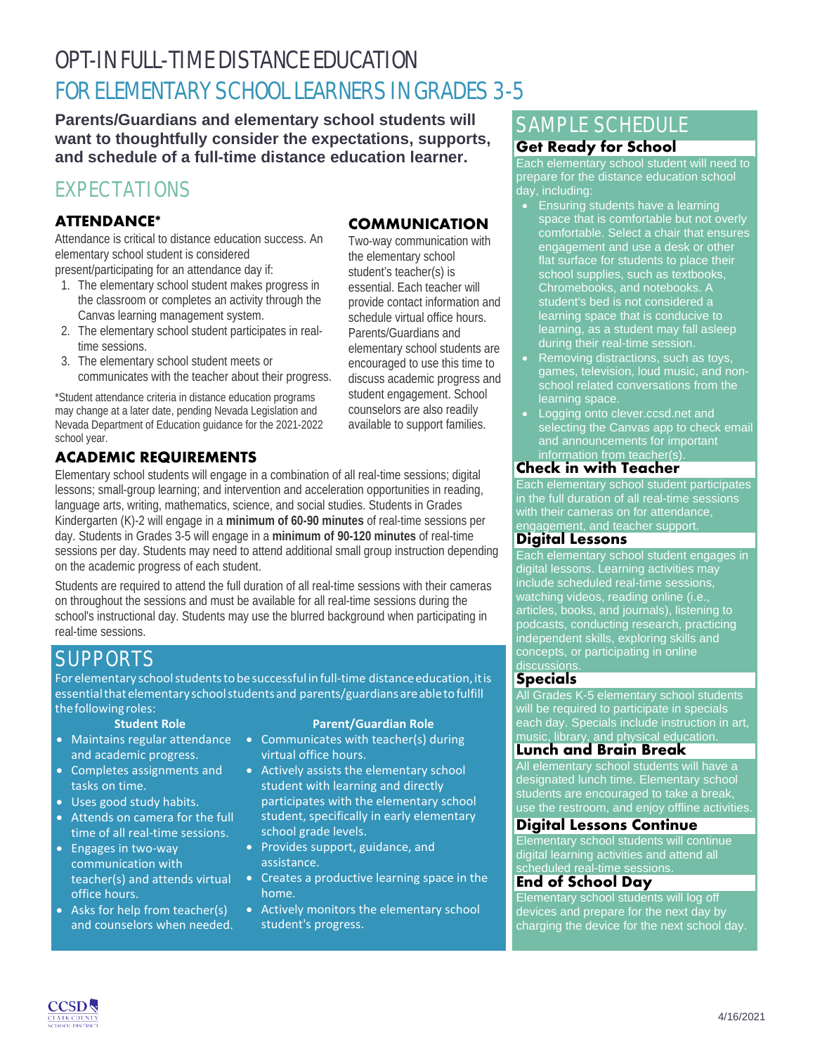# OPT-IN FULL-TIME DISTANCE EDUCATION
# FOR ELEMENTARY SCHOOL LEARNERS IN GRADES 3-5

**Parents/Guardians and elementary school students will want to thoughtfully consider the expectations, supports, and schedule of a full-time distance education learner.**

## EXPECTATIONS

### ATTENDANCE*

Attendance is critical to distance education success. An elementary school student is considered present/participating for an attendance day if:

1. The elementary school student makes progress in the classroom or completes an activity through the Canvas learning management system.
2. The elementary school student participates in real-time sessions.
3. The elementary school student meets or communicates with the teacher about their progress.

*Student attendance criteria in distance education programs may change at a later date, pending Nevada Legislation and Nevada Department of Education guidance for the 2021-2022 school year.

### COMMUNICATION

Two-way communication with the elementary school student's teacher(s) is essential. Each teacher will provide contact information and schedule virtual office hours. Parents/Guardians and elementary school students are encouraged to use this time to discuss academic progress and student engagement. School counselors are also readily available to support families.

### ACADEMIC REQUIREMENTS

Elementary school students will engage in a combination of all real-time sessions; digital lessons; small-group learning; and intervention and acceleration opportunities in reading, language arts, writing, mathematics, science, and social studies. Students in Grades Kindergarten (K)-2 will engage in a **minimum of 60-90 minutes** of real-time sessions per day. Students in Grades 3-5 will engage in a **minimum of 90-120 minutes** of real-time sessions per day. Students may need to attend additional small group instruction depending on the academic progress of each student.

Students are required to attend the full duration of all real-time sessions with their cameras on throughout the sessions and must be available for all real-time sessions during the school's instructional day. Students may use the blurred background when participating in real-time sessions.

## SUPPORTS

For elementary school students to be successful in full-time distance education, it is essential that elementary school students and parents/guardians are able to fulfill the following roles:

**Student Role**

- Maintains regular attendance and academic progress.
- Completes assignments and tasks on time.
- Uses good study habits.
- Attends on camera for the full time of all real-time sessions.
- Engages in two-way communication with teacher(s) and attends virtual office hours.
- Asks for help from teacher(s) and counselors when needed.

**Parent/Guardian Role**

- Communicates with teacher(s) during virtual office hours.
- Actively assists the elementary school student with learning and directly participates with the elementary school student, specifically in early elementary school grade levels.
- Provides support, guidance, and assistance.
- Creates a productive learning space in the home.
- Actively monitors the elementary school student's progress.

## SAMPLE SCHEDULE

### Get Ready for School

Each elementary school student will need to prepare for the distance education school day, including:

- Ensuring students have a learning space that is comfortable but not overly comfortable. Select a chair that ensures engagement and use a desk or other flat surface for students to place their school supplies, such as textbooks, Chromebooks, and notebooks. A student's bed is not considered a learning space that is conducive to learning, as a student may fall asleep during their real-time session.
- Removing distractions, such as toys, games, television, loud music, and non-school related conversations from the learning space.
- Logging onto clever.ccsd.net and selecting the Canvas app to check email and announcements for important information from teacher(s).

### Check in with Teacher

Each elementary school student participates in the full duration of all real-time sessions with their cameras on for attendance, engagement, and teacher support.

### Digital Lessons

Each elementary school student engages in digital lessons. Learning activities may include scheduled real-time sessions, watching videos, reading online (i.e., articles, books, and journals), listening to podcasts, conducting research, practicing independent skills, exploring skills and concepts, or participating in online discussions.

### Specials

All Grades K-5 elementary school students will be required to participate in specials each day. Specials include instruction in art, music, library, and physical education.

### Lunch and Brain Break

All elementary school students will have a designated lunch time. Elementary school students are encouraged to take a break, use the restroom, and enjoy offline activities.

### Digital Lessons Continue

Elementary school students will continue digital learning activities and attend all scheduled real-time sessions.

### End of School Day

Elementary school students will log off devices and prepare for the next day by charging the device for the next school day.

4/16/2021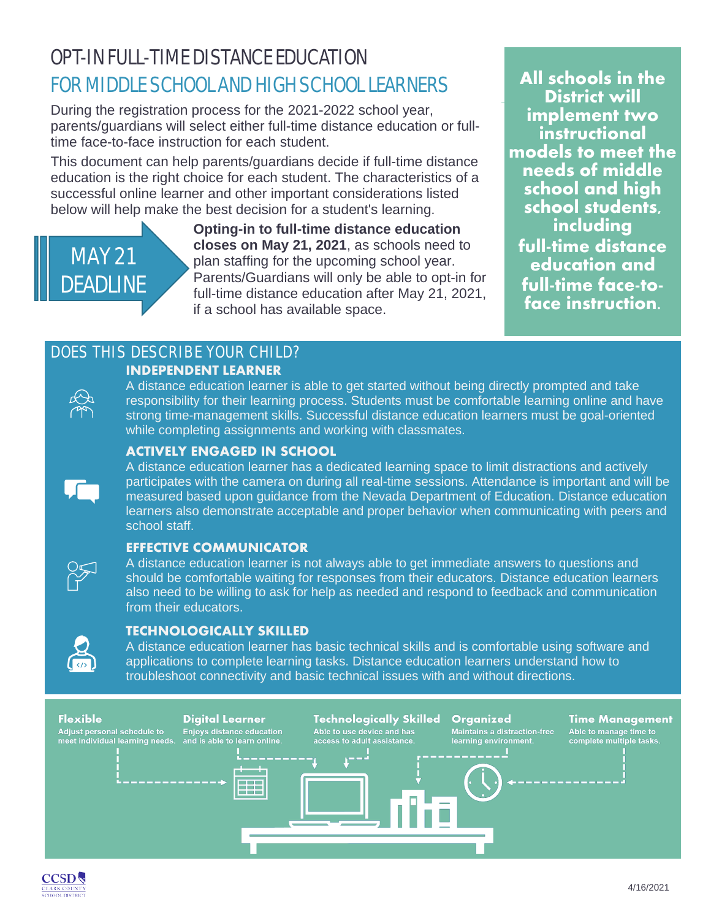# OPT-IN FULL-TIME DISTANCE EDUCATION

## FOR MIDDLE SCHOOL AND HIGH SCHOOL LEARNERS

During the registration process for the 2021-2022 school year, parents/guardians will select either full-time distance education or full-time face-to-face instruction for each student.

This document can help parents/guardians decide if full-time distance education is the right choice for each student. The characteristics of a successful online learner and other important considerations listed below will help make the best decision for a student's learning.

MAY 21 DEADLINE

**Opting-in to full-time distance education closes on May 21, 2021**, as schools need to plan staffing for the upcoming school year. Parents/Guardians will only be able to opt-in for full-time distance education after May 21, 2021, if a school has available space.

**All schools in the District will implement two instructional models to meet the needs of middle school and high school students, including full-time distance education and full-time face-to-face instruction.**

## DOES THIS DESCRIBE YOUR CHILD?

### INDEPENDENT LEARNER

A distance education learner is able to get started without being directly prompted and take responsibility for their learning process. Students must be comfortable learning online and have strong time-management skills. Successful distance education learners must be goal-oriented while completing assignments and working with classmates.

### ACTIVELY ENGAGED IN SCHOOL

A distance education learner has a dedicated learning space to limit distractions and actively participates with the camera on during all real-time sessions. Attendance is important and will be measured based upon guidance from the Nevada Department of Education. Distance education learners also demonstrate acceptable and proper behavior when communicating with peers and school staff.

### EFFECTIVE COMMUNICATOR

A distance education learner is not always able to get immediate answers to questions and should be comfortable waiting for responses from their educators. Distance education learners also need to be willing to ask for help as needed and respond to feedback and communication from their educators.

### TECHNOLOGICALLY SKILLED

A distance education learner has basic technical skills and is comfortable using software and applications to complete learning tasks. Distance education learners understand how to troubleshoot connectivity and basic technical issues with and without directions.

**Flexible**
Adjust personal schedule to meet individual learning needs.

**Digital Learner**
Enjoys distance education and is able to learn online.

**Technologically Skilled**
Able to use device and has access to adult assistance.

**Organized**
Maintains a distraction-free learning environment.

**Time Management**
Able to manage time to complete multiple tasks.

4/16/2021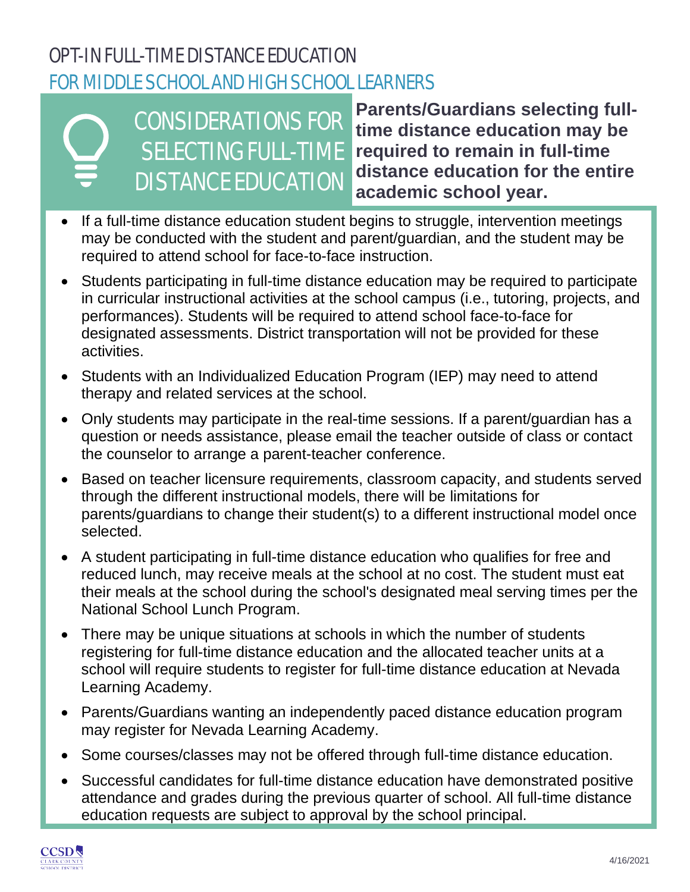# OPT-IN FULL-TIME DISTANCE EDUCATION

## FOR MIDDLE SCHOOL AND HIGH SCHOOL LEARNERS

### CONSIDERATIONS FOR SELECTING FULL-TIME DISTANCE EDUCATION

**Parents/Guardians selecting full-time distance education may be required to remain in full-time distance education for the entire academic school year.**

- If a full-time distance education student begins to struggle, intervention meetings may be conducted with the student and parent/guardian, and the student may be required to attend school for face-to-face instruction.
- Students participating in full-time distance education may be required to participate in curricular instructional activities at the school campus (i.e., tutoring, projects, and performances). Students will be required to attend school face-to-face for designated assessments. District transportation will not be provided for these activities.
- Students with an Individualized Education Program (IEP) may need to attend therapy and related services at the school.
- Only students may participate in the real-time sessions. If a parent/guardian has a question or needs assistance, please email the teacher outside of class or contact the counselor to arrange a parent-teacher conference.
- Based on teacher licensure requirements, classroom capacity, and students served through the different instructional models, there will be limitations for parents/guardians to change their student(s) to a different instructional model once selected.
- A student participating in full-time distance education who qualifies for free and reduced lunch, may receive meals at the school at no cost. The student must eat their meals at the school during the school's designated meal serving times per the National School Lunch Program.
- There may be unique situations at schools in which the number of students registering for full-time distance education and the allocated teacher units at a school will require students to register for full-time distance education at Nevada Learning Academy.
- Parents/Guardians wanting an independently paced distance education program may register for Nevada Learning Academy.
- Some courses/classes may not be offered through full-time distance education.
- Successful candidates for full-time distance education have demonstrated positive attendance and grades during the previous quarter of school. All full-time distance education requests are subject to approval by the school principal.

4/16/2021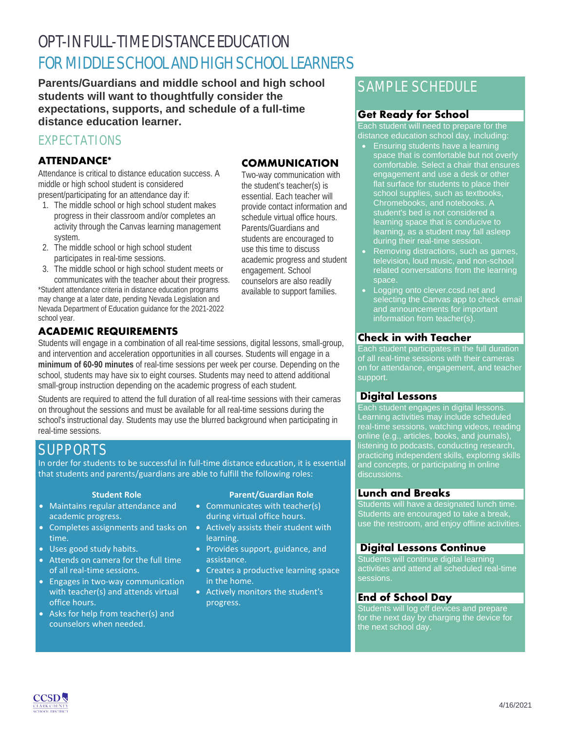# OPT-IN FULL-TIME DISTANCE EDUCATION
## FOR MIDDLE SCHOOL AND HIGH SCHOOL LEARNERS

**Parents/Guardians and middle school and high school students will want to thoughtfully consider the expectations, supports, and schedule of a full-time distance education learner.**

## EXPECTATIONS

### ATTENDANCE*

Attendance is critical to distance education success. A middle or high school student is considered present/participating for an attendance day if:

1. The middle school or high school student makes progress in their classroom and/or completes an activity through the Canvas learning management system.
2. The middle school or high school student participates in real-time sessions.
3. The middle school or high school student meets or communicates with the teacher about their progress.

*Student attendance criteria in distance education programs may change at a later date, pending Nevada Legislation and Nevada Department of Education guidance for the 2021-2022 school year.

### COMMUNICATION

Two-way communication with the student's teacher(s) is essential. Each teacher will provide contact information and schedule virtual office hours. Parents/Guardians and students are encouraged to use this time to discuss academic progress and student engagement. School counselors are also readily available to support families.

### ACADEMIC REQUIREMENTS

Students will engage in a combination of all real-time sessions, digital lessons, small-group, and intervention and acceleration opportunities in all courses. Students will engage in a **minimum of 60-90 minutes** of real-time sessions per week per course. Depending on the school, students may have six to eight courses. Students may need to attend additional small-group instruction depending on the academic progress of each student.

Students are required to attend the full duration of all real-time sessions with their cameras on throughout the sessions and must be available for all real-time sessions during the school's instructional day. Students may use the blurred background when participating in real-time sessions.

## SUPPORTS

In order for students to be successful in full-time distance education, it is essential that students and parents/guardians are able to fulfill the following roles:

**Student Role**

- Maintains regular attendance and academic progress.
- Completes assignments and tasks on time.
- Uses good study habits.
- Attends on camera for the full time of all real-time sessions.
- Engages in two-way communication with teacher(s) and attends virtual office hours.
- Asks for help from teacher(s) and counselors when needed.

**Parent/Guardian Role**

- Communicates with teacher(s) during virtual office hours.
- Actively assists their student with learning.
- Provides support, guidance, and assistance.
- Creates a productive learning space in the home.
- Actively monitors the student's progress.

## SAMPLE SCHEDULE

### Get Ready for School

Each student will need to prepare for the distance education school day, including:

- Ensuring students have a learning space that is comfortable but not overly comfortable. Select a chair that ensures engagement and use a desk or other flat surface for students to place their school supplies, such as textbooks, Chromebooks, and notebooks. A student's bed is not considered a learning space that is conducive to learning, as a student may fall asleep during their real-time session.
- Removing distractions, such as games, television, loud music, and non-school related conversations from the learning space.
- Logging onto clever.ccsd.net and selecting the Canvas app to check email and announcements for important information from teacher(s).

### Check in with Teacher

Each student participates in the full duration of all real-time sessions with their cameras on for attendance, engagement, and teacher support.

### Digital Lessons

Each student engages in digital lessons. Learning activities may include scheduled real-time sessions, watching videos, reading online (e.g., articles, books, and journals), listening to podcasts, conducting research, practicing independent skills, exploring skills and concepts, or participating in online discussions.

### Lunch and Breaks

Students will have a designated lunch time. Students are encouraged to take a break, use the restroom, and enjoy offline activities.

### Digital Lessons Continue

Students will continue digital learning activities and attend all scheduled real-time sessions.

### End of School Day

Students will log off devices and prepare for the next day by charging the device for the next school day.

CCSD CLARK COUNTY SCHOOL DISTRICT

4/16/2021